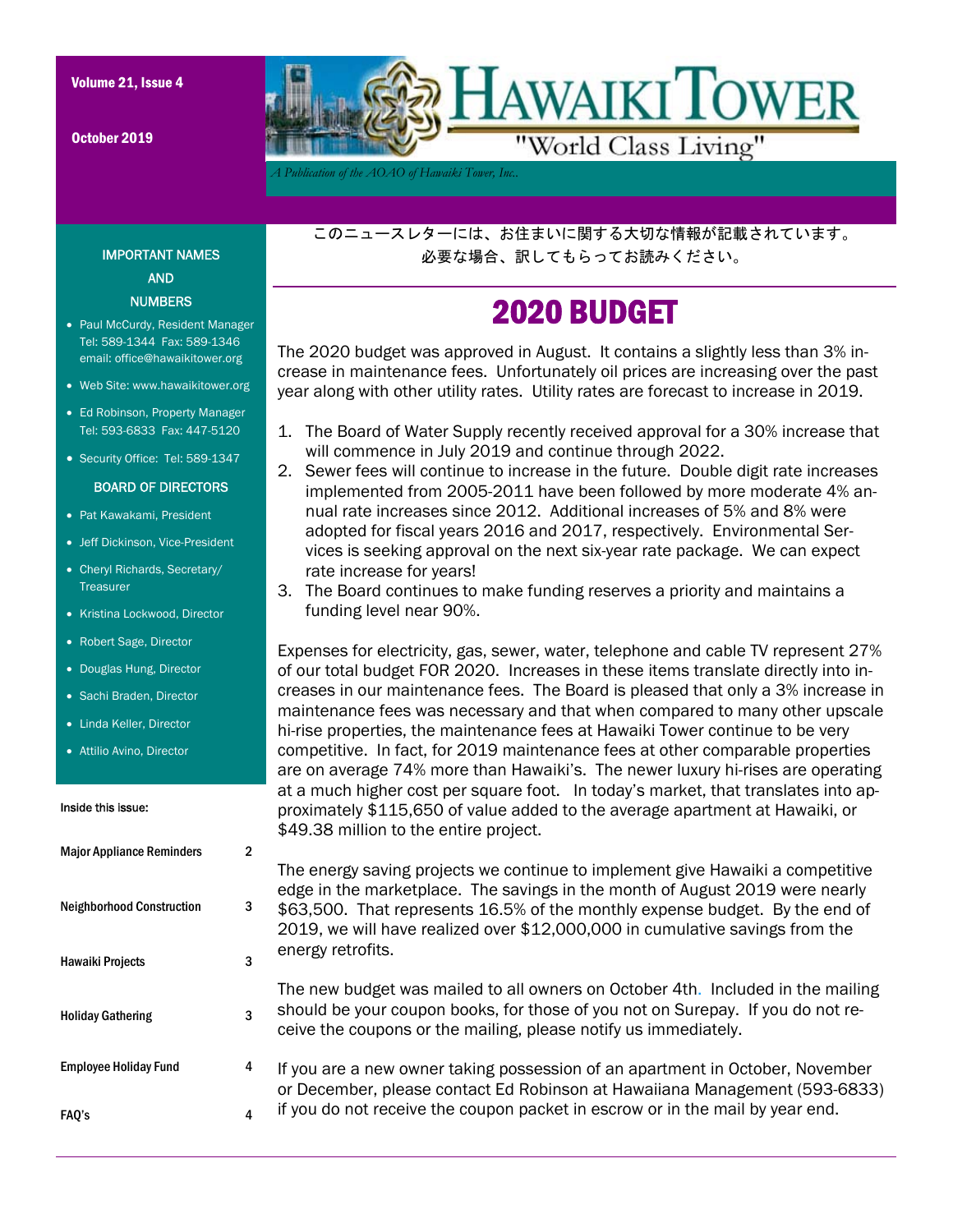# HAWAIKI TOWER

"World Class Living"

*A Publication of the AOAO of Hawaiki Tower, Inc.*

Volume 21, Issue 4

October 2019

このニュースレターには、お住まいに関する大切な情報が記載されています。
必要な場合、訳してもらってお読みください。

## 2020 BUDGET

The 2020 budget was approved in August. It contains a slightly less than 3% increase in maintenance fees. Unfortunately oil prices are increasing over the past year along with other utility rates. Utility rates are forecast to increase in 2019.

1. The Board of Water Supply recently received approval for a 30% increase that will commence in July 2019 and continue through 2022.
2. Sewer fees will continue to increase in the future. Double digit rate increases implemented from 2005-2011 have been followed by more moderate 4% annual rate increases since 2012. Additional increases of 5% and 8% were adopted for fiscal years 2016 and 2017, respectively. Environmental Services is seeking approval on the next six-year rate package. We can expect rate increase for years!
3. The Board continues to make funding reserves a priority and maintains a funding level near 90%.

Expenses for electricity, gas, sewer, water, telephone and cable TV represent 27% of our total budget FOR 2020. Increases in these items translate directly into increases in our maintenance fees. The Board is pleased that only a 3% increase in maintenance fees was necessary and that when compared to many other upscale hi-rise properties, the maintenance fees at Hawaiki Tower continue to be very competitive. In fact, for 2019 maintenance fees at other comparable properties are on average 74% more than Hawaiki's. The newer luxury hi-rises are operating at a much higher cost per square foot. In today's market, that translates into approximately $115,650 of value added to the average apartment at Hawaiki, or $49.38 million to the entire project.

The energy saving projects we continue to implement give Hawaiki a competitive edge in the marketplace. The savings in the month of August 2019 were nearly $63,500. That represents 16.5% of the monthly expense budget. By the end of 2019, we will have realized over $12,000,000 in cumulative savings from the energy retrofits.

The new budget was mailed to all owners on October 4th. Included in the mailing should be your coupon books, for those of you not on Surepay. If you do not receive the coupons or the mailing, please notify us immediately.

If you are a new owner taking possession of an apartment in October, November or December, please contact Ed Robinson at Hawaiiana Management (593-6833) if you do not receive the coupon packet in escrow or in the mail by year end.

### IMPORTANT NAMES AND NUMBERS

- Paul McCurdy, Resident Manager Tel: 589-1344 Fax: 589-1346 email: office@hawaikitower.org
- Web Site: www.hawaikitower.org
- Ed Robinson, Property Manager Tel: 593-6833 Fax: 447-5120
- Security Office: Tel: 589-1347

### BOARD OF DIRECTORS

- Pat Kawakami, President
- Jeff Dickinson, Vice-President
- Cheryl Richards, Secretary/ Treasurer
- Kristina Lockwood, Director
- Robert Sage, Director
- Douglas Hung, Director
- Sachi Braden, Director
- Linda Keller, Director
- Attilio Avino, Director

### Inside this issue:

| | |
|---|---|
| Major Appliance Reminders | 2 |
| Neighborhood Construction | 3 |
| Hawaiki Projects | 3 |
| Holiday Gathering | 3 |
| Employee Holiday Fund | 4 |
| FAQ's | 4 |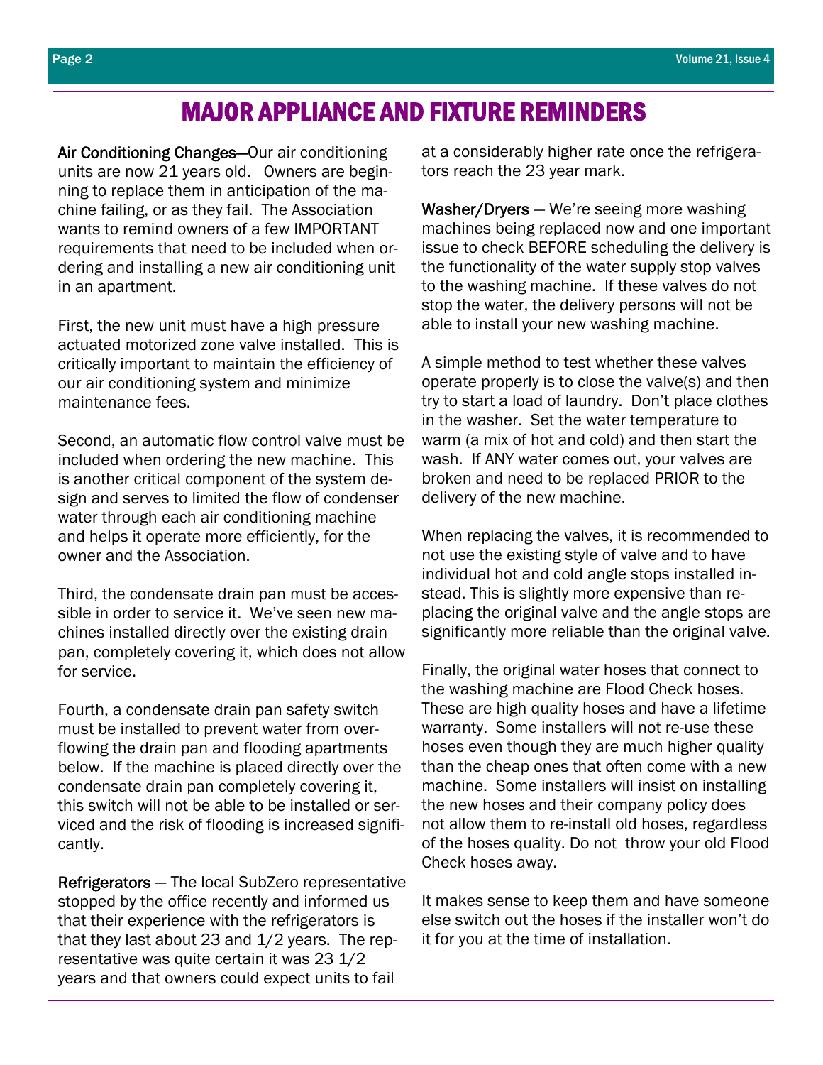# MAJOR APPLIANCE AND FIXTURE REMINDERS

Air Conditioning Changes—Our air conditioning units are now 21 years old. Owners are beginning to replace them in anticipation of the machine failing, or as they fail. The Association wants to remind owners of a few IMPORTANT requirements that need to be included when ordering and installing a new air conditioning unit in an apartment.

First, the new unit must have a high pressure actuated motorized zone valve installed. This is critically important to maintain the efficiency of our air conditioning system and minimize maintenance fees.

Second, an automatic flow control valve must be included when ordering the new machine. This is another critical component of the system design and serves to limited the flow of condenser water through each air conditioning machine and helps it operate more efficiently, for the owner and the Association.

Third, the condensate drain pan must be accessible in order to service it. We've seen new machines installed directly over the existing drain pan, completely covering it, which does not allow for service.

Fourth, a condensate drain pan safety switch must be installed to prevent water from overflowing the drain pan and flooding apartments below. If the machine is placed directly over the condensate drain pan completely covering it, this switch will not be able to be installed or serviced and the risk of flooding is increased significantly.

Refrigerators — The local SubZero representative stopped by the office recently and informed us that their experience with the refrigerators is that they last about 23 and 1/2 years. The representative was quite certain it was 23 1/2 years and that owners could expect units to fail at a considerably higher rate once the refrigerators reach the 23 year mark.

Washer/Dryers — We're seeing more washing machines being replaced now and one important issue to check BEFORE scheduling the delivery is the functionality of the water supply stop valves to the washing machine. If these valves do not stop the water, the delivery persons will not be able to install your new washing machine.

A simple method to test whether these valves operate properly is to close the valve(s) and then try to start a load of laundry. Don't place clothes in the washer. Set the water temperature to warm (a mix of hot and cold) and then start the wash. If ANY water comes out, your valves are broken and need to be replaced PRIOR to the delivery of the new machine.

When replacing the valves, it is recommended to not use the existing style of valve and to have individual hot and cold angle stops installed instead. This is slightly more expensive than replacing the original valve and the angle stops are significantly more reliable than the original valve.

Finally, the original water hoses that connect to the washing machine are Flood Check hoses. These are high quality hoses and have a lifetime warranty. Some installers will not re-use these hoses even though they are much higher quality than the cheap ones that often come with a new machine. Some installers will insist on installing the new hoses and their company policy does not allow them to re-install old hoses, regardless of the hoses quality. Do not throw your old Flood Check hoses away.

It makes sense to keep them and have someone else switch out the hoses if the installer won't do it for you at the time of installation.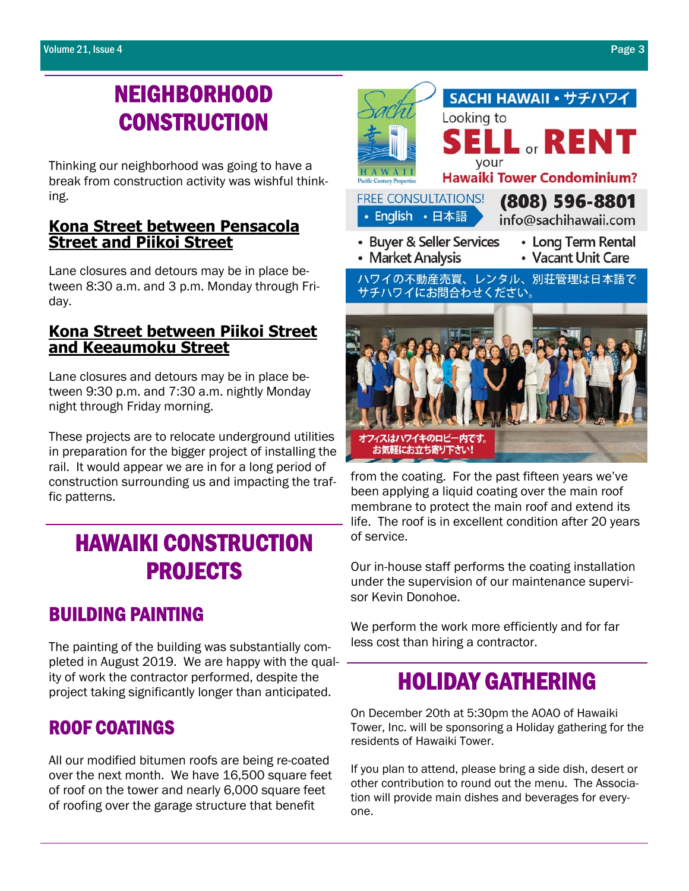# NEIGHBORHOOD CONSTRUCTION

Thinking our neighborhood was going to have a break from construction activity was wishful thinking.

### Kona Street between Pensacola Street and Piikoi Street

Lane closures and detours may be in place between 8:30 a.m. and 3 p.m. Monday through Friday.

### Kona Street between Piikoi Street and Keeaumoku Street

Lane closures and detours may be in place between 9:30 p.m. and 7:30 a.m. nightly Monday night through Friday morning.

These projects are to relocate underground utilities in preparation for the bigger project of installing the rail. It would appear we are in for a long period of construction surrounding us and impacting the traffic patterns.

# HAWAIKI CONSTRUCTION PROJECTS

## BUILDING PAINTING

The painting of the building was substantially completed in August 2019. We are happy with the quality of work the contractor performed, despite the project taking significantly longer than anticipated.

## ROOF COATINGS

All our modified bitumen roofs are being re-coated over the next month. We have 16,500 square feet of roof on the tower and nearly 6,000 square feet of roofing over the garage structure that benefit from the coating. For the past fifteen years we've been applying a liquid coating over the main roof membrane to protect the main roof and extend its life. The roof is in excellent condition after 20 years of service.

Our in-house staff performs the coating installation under the supervision of our maintenance supervisor Kevin Donohoe.

We perform the work more efficiently and for far less cost than hiring a contractor.

**SACHI HAWAII • サチハワイ**

Looking to **SELL** or **RENT** your **Hawaiki Tower Condominium?**

FREE CONSULTATIONS! • English • 日本語

**(808) 596-8801**
info@sachihawaii.com

- Buyer & Seller Services
- Market Analysis
- Long Term Rental
- Vacant Unit Care

ハワイの不動産売買、レンタル、別荘管理は日本語でサチハワイにお問合わせください。

オフィスはハワイキのロビー内です。お気軽にお立ち寄り下さい!

# HOLIDAY GATHERING

On December 20th at 5:30pm the AOAO of Hawaiki Tower, Inc. will be sponsoring a Holiday gathering for the residents of Hawaiki Tower.

If you plan to attend, please bring a side dish, desert or other contribution to round out the menu. The Association will provide main dishes and beverages for everyone.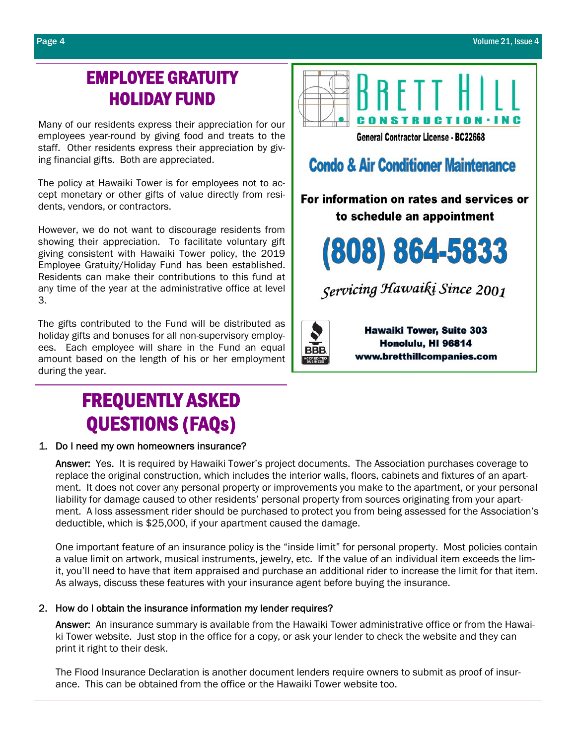## EMPLOYEE GRATUITY HOLIDAY FUND

Many of our residents express their appreciation for our employees year-round by giving food and treats to the staff. Other residents express their appreciation by giving financial gifts. Both are appreciated.

The policy at Hawaiki Tower is for employees not to accept monetary or other gifts of value directly from residents, vendors, or contractors.

However, we do not want to discourage residents from showing their appreciation. To facilitate voluntary gift giving consistent with Hawaiki Tower policy, the 2019 Employee Gratuity/Holiday Fund has been established. Residents can make their contributions to this fund at any time of the year at the administrative office at level 3.

The gifts contributed to the Fund will be distributed as holiday gifts and bonuses for all non-supervisory employees. Each employee will share in the Fund an equal amount based on the length of his or her employment during the year.

BRETT HILL
CONSTRUCTION · INC

General Contractor License - BC22668

**Condo & Air Conditioner Maintenance**

**For information on rates and services or to schedule an appointment**

**(808) 864-5833**

*Servicing Hawaiki Since 2001*

BBB ACCREDITED BUSINESS

**Hawaiki Tower, Suite 303**
**Honolulu, HI 96814**
**www.bretthillcompanies.com**

## FREQUENTLY ASKED QUESTIONS (FAQs)

1. Do I need my own homeowners insurance?

   Answer: Yes. It is required by Hawaiki Tower's project documents. The Association purchases coverage to replace the original construction, which includes the interior walls, floors, cabinets and fixtures of an apartment. It does not cover any personal property or improvements you make to the apartment, or your personal liability for damage caused to other residents' personal property from sources originating from your apartment. A loss assessment rider should be purchased to protect you from being assessed for the Association's deductible, which is $25,000, if your apartment caused the damage.

   One important feature of an insurance policy is the "inside limit" for personal property. Most policies contain a value limit on artwork, musical instruments, jewelry, etc. If the value of an individual item exceeds the limit, you'll need to have that item appraised and purchase an additional rider to increase the limit for that item. As always, discuss these features with your insurance agent before buying the insurance.

2. How do I obtain the insurance information my lender requires?

   Answer: An insurance summary is available from the Hawaiki Tower administrative office or from the Hawaiki Tower website. Just stop in the office for a copy, or ask your lender to check the website and they can print it right to their desk.

   The Flood Insurance Declaration is another document lenders require owners to submit as proof of insurance. This can be obtained from the office or the Hawaiki Tower website too.